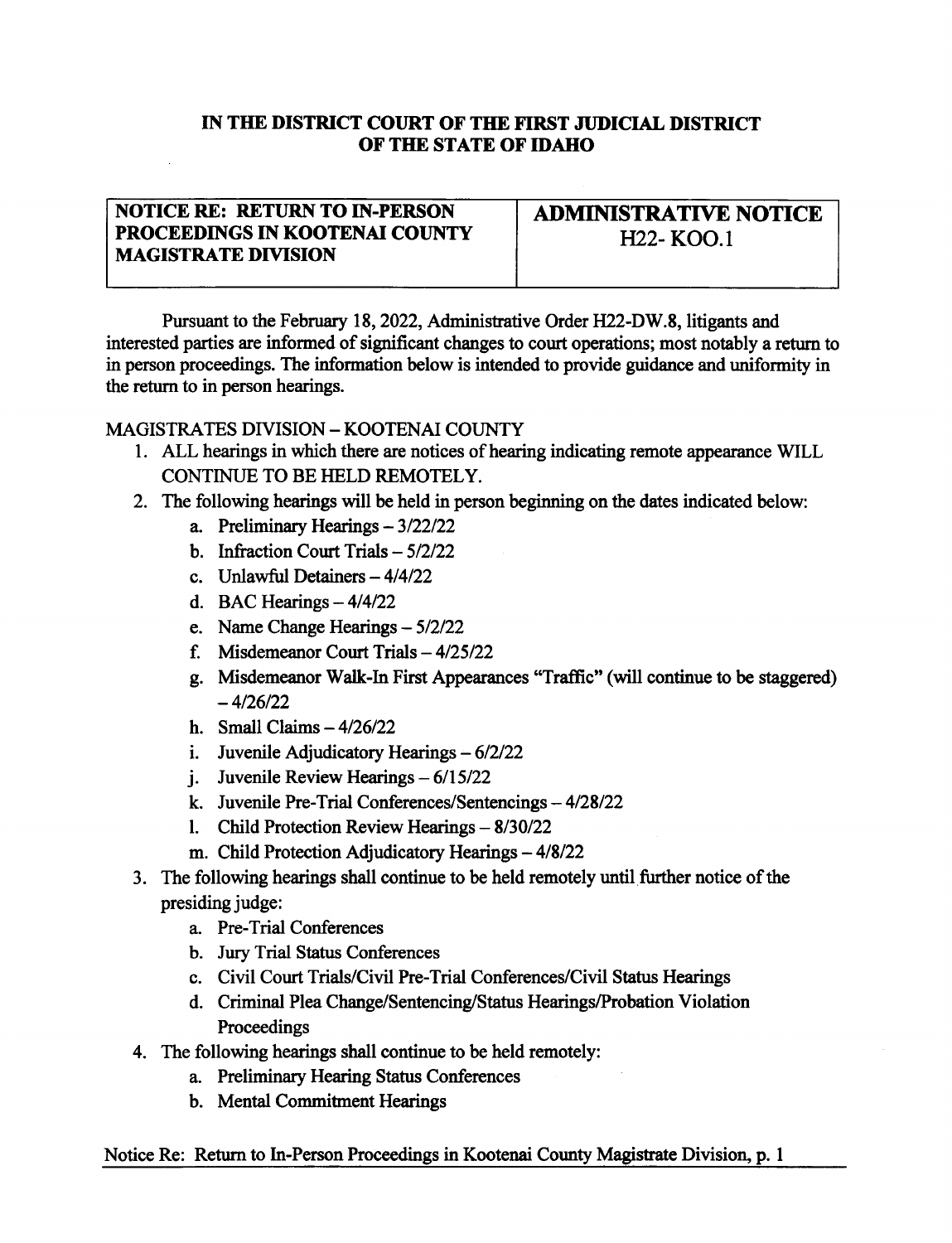# IN THE DISTRICT COURT OF THE FIRST JUDICIAL DISTRICT OF THE STATE OF IDAHO

| NOTICE RE: RETURN TO IN-PERSON PROCEEDINGS IN KOOTENAI COUNTY MAGISTRATE DIVISION | ADMINISTRATIVE NOTICE H22- KOO.1 |
| --- | --- |

Pursuant to the February 18, 2022, Administrative Order H22-DW.8, litigants and interested parties are informed of significant changes to court operations; most notably a return to in person proceedings. The information below is intended to provide guidance and uniformity in the return to in person hearings.

MAGISTRATES DIVISION – KOOTENAI COUNTY

1. ALL hearings in which there are notices of hearing indicating remote appearance WILL CONTINUE TO BE HELD REMOTELY.
2. The following hearings will be held in person beginning on the dates indicated below:
   a. Preliminary Hearings – 3/22/22
   b. Infraction Court Trials – 5/2/22
   c. Unlawful Detainers – 4/4/22
   d. BAC Hearings – 4/4/22
   e. Name Change Hearings – 5/2/22
   f. Misdemeanor Court Trials – 4/25/22
   g. Misdemeanor Walk-In First Appearances "Traffic" (will continue to be staggered) – 4/26/22
   h. Small Claims – 4/26/22
   i. Juvenile Adjudicatory Hearings – 6/2/22
   j. Juvenile Review Hearings – 6/15/22
   k. Juvenile Pre-Trial Conferences/Sentencings – 4/28/22
   l. Child Protection Review Hearings – 8/30/22
   m. Child Protection Adjudicatory Hearings – 4/8/22
3. The following hearings shall continue to be held remotely until further notice of the presiding judge:
   a. Pre-Trial Conferences
   b. Jury Trial Status Conferences
   c. Civil Court Trials/Civil Pre-Trial Conferences/Civil Status Hearings
   d. Criminal Plea Change/Sentencing/Status Hearings/Probation Violation Proceedings
4. The following hearings shall continue to be held remotely:
   a. Preliminary Hearing Status Conferences
   b. Mental Commitment Hearings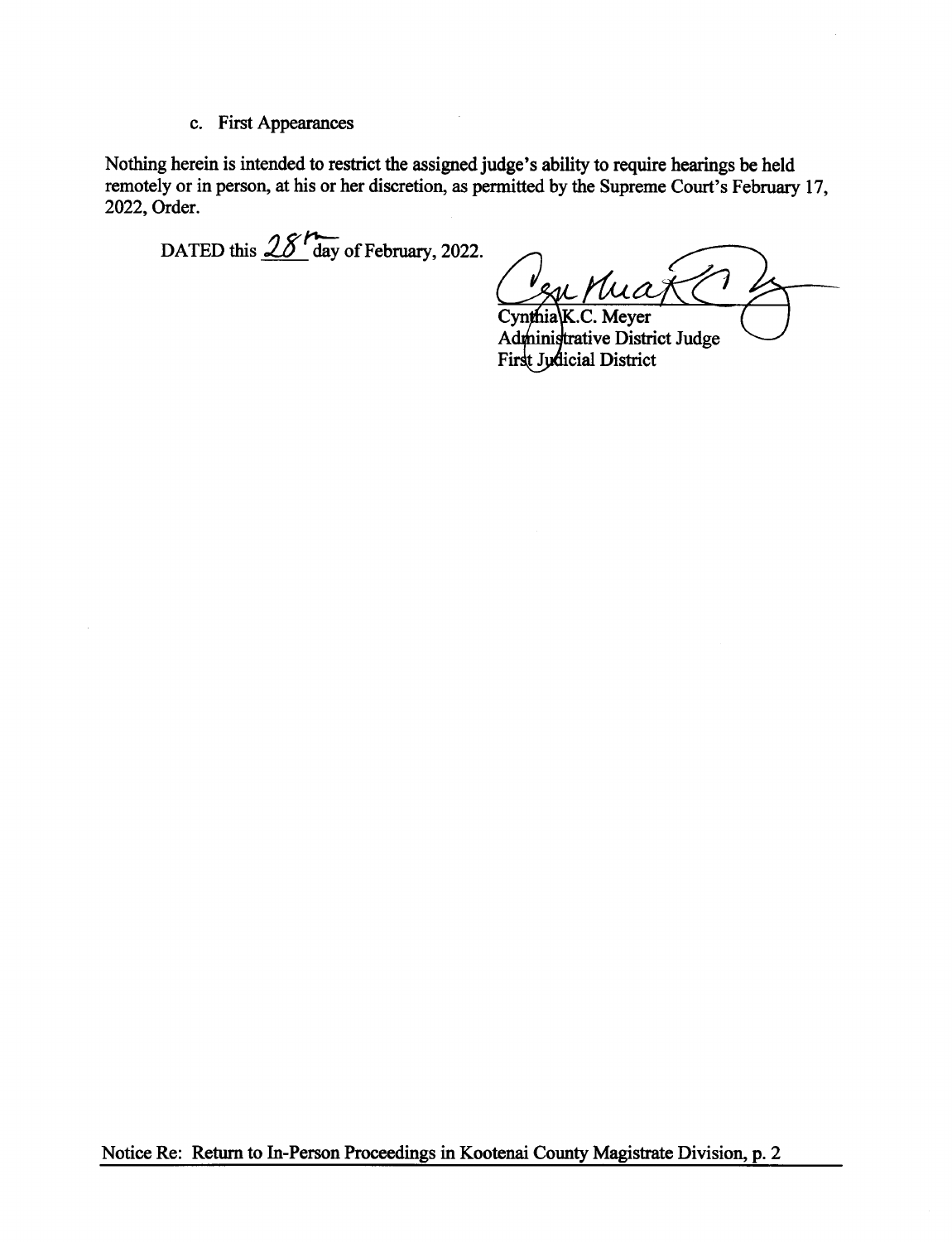c. First Appearances

Nothing herein is intended to restrict the assigned judge's ability to require hearings be held remotely or in person, at his or her discretion, as permitted by the Supreme Court's February 17, 2022, Order.

DATED this 28th day of February, 2022.

Cynthia K.C. Meyer
Administrative District Judge
First Judicial District

Notice Re: Return to In-Person Proceedings in Kootenai County Magistrate Division, p. 2